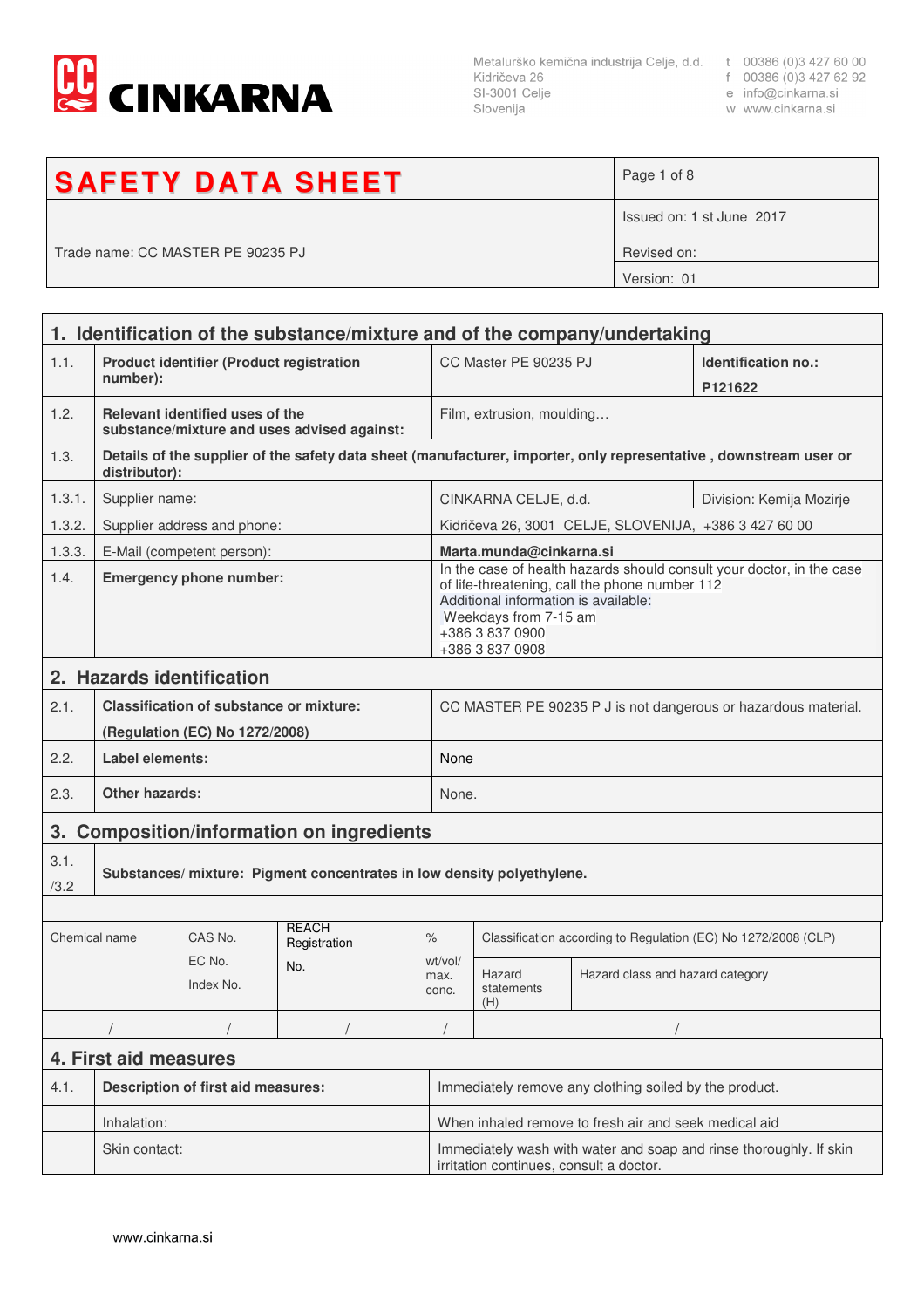CINKARNA

Metalurško kemična industrija Celje, d.d.
Kidričeva 26
SI-3001 Celje
Slovenija

t 00386 (0)3 427 60 00
f 00386 (0)3 427 62 92
e info@cinkarna.si
w www.cinkarna.si

| **SAFETY DATA SHEET** | Page 1 of 8 |
|---|---|
| | Issued on: 1 st June 2017 |
| Trade name: CC MASTER PE 90235 PJ | Revised on: |
| | Version: 01 |

## 1. Identification of the substance/mixture and of the company/undertaking

| | | | |
|---|---|---|---|
| 1.1. | **Product identifier (Product registration number):** | CC Master PE 90235 PJ | **Identification no.:** **P121622** |
| 1.2. | **Relevant identified uses of the substance/mixture and uses advised against:** | Film, extrusion, moulding… | |
| 1.3. | **Details of the supplier of the safety data sheet (manufacturer, importer, only representative , downstream user or distributor):** | | |
| 1.3.1. | Supplier name: | CINKARNA CELJE, d.d. | Division: Kemija Mozirje |
| 1.3.2. | Supplier address and phone: | Kidričeva 26, 3001 CELJE, SLOVENIJA, +386 3 427 60 00 | |
| 1.3.3. | E-Mail (competent person): | **Marta.munda@cinkarna.si** | |
| 1.4. | **Emergency phone number:** | In the case of health hazards should consult your doctor, in the case of life-threatening, call the phone number 112<br>Additional information is available:<br>Weekdays from 7-15 am<br>+386 3 837 0900<br>+386 3 837 0908 | |

## 2. Hazards identification

| | | |
|---|---|---|
| 2.1. | **Classification of substance or mixture:** **(Regulation (EC) No 1272/2008)** | CC MASTER PE 90235 P J is not dangerous or hazardous material. |
| 2.2. | **Label elements:** | None |
| 2.3. | **Other hazards:** | None. |

## 3. Composition/information on ingredients

3.1./3.2 **Substances/ mixture: Pigment concentrates in low density polyethylene.**

| Chemical name | CAS No. EC No. Index No. | REACH Registration No. | % wt/vol/ max. conc. | Classification according to Regulation (EC) No 1272/2008 (CLP) | |
|---|---|---|---|---|---|
| | | | | Hazard statements (H) | Hazard class and hazard category |
| / | / | / | / | / | |

## 4. First aid measures

| | | |
|---|---|---|
| 4.1. | **Description of first aid measures:** | Immediately remove any clothing soiled by the product. |
| | Inhalation: | When inhaled remove to fresh air and seek medical aid |
| | Skin contact: | Immediately wash with water and soap and rinse thoroughly. If skin irritation continues, consult a doctor. |

www.cinkarna.si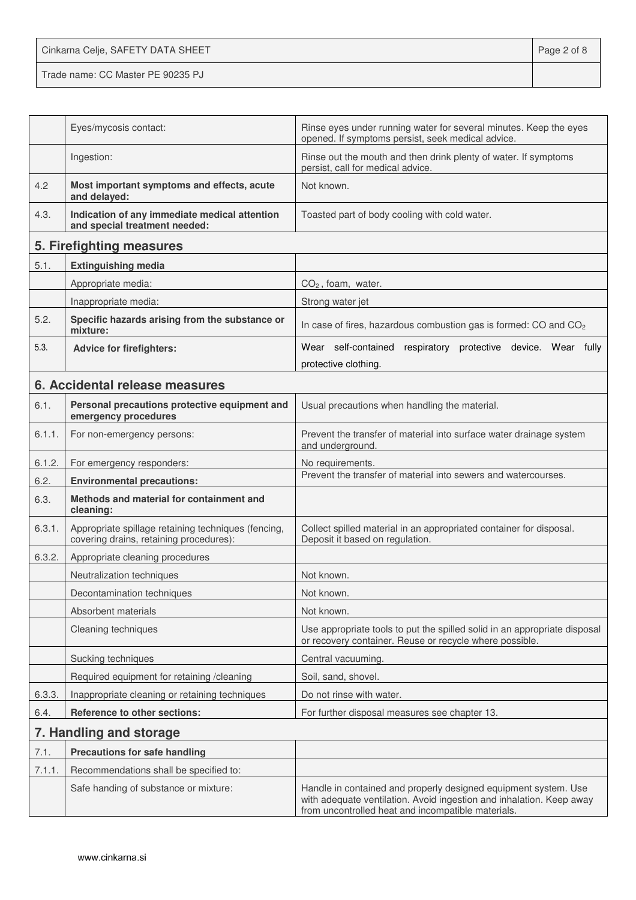| | | |
|---|---|---|
| | Eyes/mycosis contact: | Rinse eyes under running water for several minutes. Keep the eyes opened. If symptoms persist, seek medical advice. |
| | Ingestion: | Rinse out the mouth and then drink plenty of water. If symptoms persist, call for medical advice. |
| 4.2 | **Most important symptoms and effects, acute and delayed:** | Not known. |
| 4.3. | **Indication of any immediate medical attention and special treatment needed:** | Toasted part of body cooling with cold water. |

## 5. Firefighting measures

| | | |
|---|---|---|
| 5.1. | **Extinguishing media** | |
| | Appropriate media: | $CO_2$ , foam, water. |
| | Inappropriate media: | Strong water jet |
| 5.2. | **Specific hazards arising from the substance or mixture:** | In case of fires, hazardous combustion gas is formed: CO and $CO_2$ |
| 5.3. | **Advice for firefighters:** | Wear self-contained respiratory protective device. Wear fully protective clothing. |

## 6. Accidental release measures

| | | |
|---|---|---|
| 6.1. | **Personal precautions protective equipment and emergency procedures** | Usual precautions when handling the material. |
| 6.1.1. | For non-emergency persons: | Prevent the transfer of material into surface water drainage system and underground. |
| 6.1.2. | For emergency responders: | No requirements. |
| 6.2. | **Environmental precautions:** | Prevent the transfer of material into sewers and watercourses. |
| 6.3. | **Methods and material for containment and cleaning:** | |
| 6.3.1. | Appropriate spillage retaining techniques (fencing, covering drains, retaining procedures): | Collect spilled material in an appropriated container for disposal. Deposit it based on regulation. |
| 6.3.2. | Appropriate cleaning procedures | |
| | Neutralization techniques | Not known. |
| | Decontamination techniques | Not known. |
| | Absorbent materials | Not known. |
| | Cleaning techniques | Use appropriate tools to put the spilled solid in an appropriate disposal or recovery container. Reuse or recycle where possible. |
| | Sucking techniques | Central vacuuming. |
| | Required equipment for retaining /cleaning | Soil, sand, shovel. |
| 6.3.3. | Inappropriate cleaning or retaining techniques | Do not rinse with water. |
| 6.4. | **Reference to other sections:** | For further disposal measures see chapter 13. |

## 7. Handling and storage

| | | |
|---|---|---|
| 7.1. | **Precautions for safe handling** | |
| 7.1.1. | Recommendations shall be specified to: | |
| | Safe handing of substance or mixture: | Handle in contained and properly designed equipment system. Use with adequate ventilation. Avoid ingestion and inhalation. Keep away from uncontrolled heat and incompatible materials. |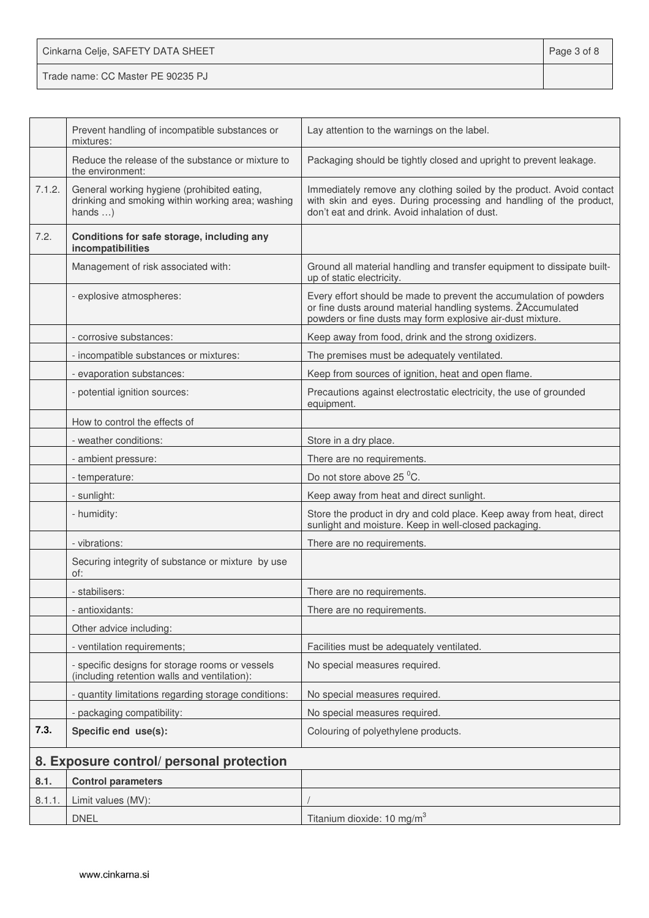| | | |
|---|---|---|
| | Prevent handling of incompatible substances or mixtures: | Lay attention to the warnings on the label. |
| | Reduce the release of the substance or mixture to the environment: | Packaging should be tightly closed and upright to prevent leakage. |
| 7.1.2. | General working hygiene (prohibited eating, drinking and smoking within working area; washing hands …) | Immediately remove any clothing soiled by the product. Avoid contact with skin and eyes. During processing and handling of the product, don't eat and drink. Avoid inhalation of dust. |
| 7.2. | **Conditions for safe storage, including any incompatibilities** | |
| | Management of risk associated with: | Ground all material handling and transfer equipment to dissipate built-up of static electricity. |
| | - explosive atmospheres: | Every effort should be made to prevent the accumulation of powders or fine dusts around material handling systems. ŽAccumulated powders or fine dusts may form explosive air-dust mixture. |
| | - corrosive substances: | Keep away from food, drink and the strong oxidizers. |
| | - incompatible substances or mixtures: | The premises must be adequately ventilated. |
| | - evaporation substances: | Keep from sources of ignition, heat and open flame. |
| | - potential ignition sources: | Precautions against electrostatic electricity, the use of grounded equipment. |
| | How to control the effects of | |
| | - weather conditions: | Store in a dry place. |
| | - ambient pressure: | There are no requirements. |
| | - temperature: | Do not store above 25 $^0$C. |
| | - sunlight: | Keep away from heat and direct sunlight. |
| | - humidity: | Store the product in dry and cold place. Keep away from heat, direct sunlight and moisture. Keep in well-closed packaging. |
| | - vibrations: | There are no requirements. |
| | Securing integrity of substance or mixture by use of: | |
| | - stabilisers: | There are no requirements. |
| | - antioxidants: | There are no requirements. |
| | Other advice including: | |
| | - ventilation requirements; | Facilities must be adequately ventilated. |
| | - specific designs for storage rooms or vessels (including retention walls and ventilation): | No special measures required. |
| | - quantity limitations regarding storage conditions: | No special measures required. |
| | - packaging compatibility: | No special measures required. |
| **7.3.** | **Specific end use(s):** | Colouring of polyethylene products. |

## 8. Exposure control/ personal protection

| | | |
|---|---|---|
| **8.1.** | **Control parameters** | |
| 8.1.1. | Limit values (MV): | / |
| | DNEL | Titanium dioxide: 10 mg/m$^3$ |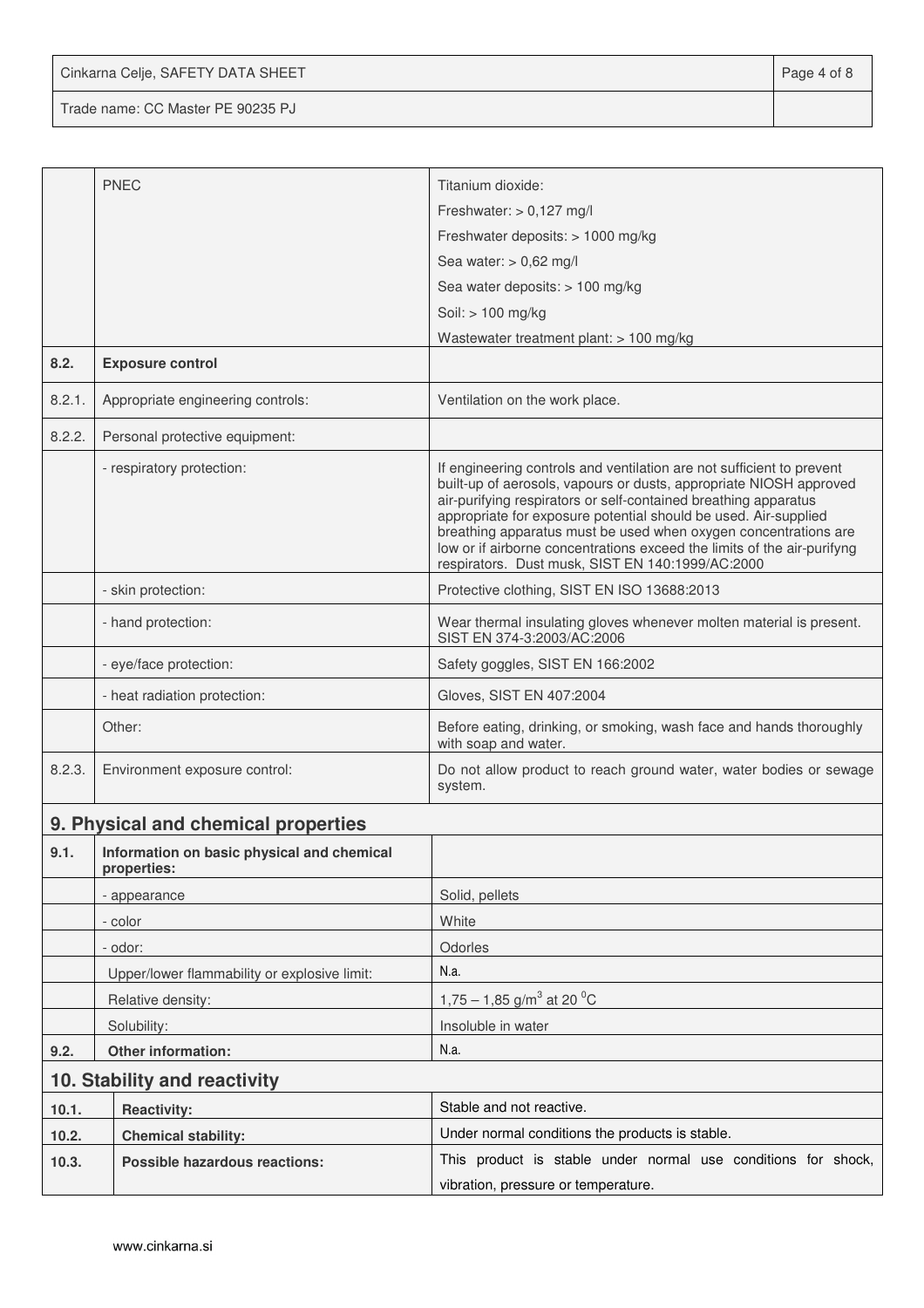| | | |
|---|---|---|
| | PNEC | Titanium dioxide:<br>Freshwater: > 0,127 mg/l<br>Freshwater deposits: > 1000 mg/kg<br>Sea water: > 0,62 mg/l<br>Sea water deposits: > 100 mg/kg<br>Soil: > 100 mg/kg<br>Wastewater treatment plant: > 100 mg/kg |
| **8.2.** | **Exposure control** | |
| 8.2.1. | Appropriate engineering controls: | Ventilation on the work place. |
| 8.2.2. | Personal protective equipment: | |
| | - respiratory protection: | If engineering controls and ventilation are not sufficient to prevent built-up of aerosols, vapours or dusts, appropriate NIOSH approved air-purifying respirators or self-contained breathing apparatus appropriate for exposure potential should be used. Air-supplied breathing apparatus must be used when oxygen concentrations are low or if airborne concentrations exceed the limits of the air-purifyng respirators. Dust musk, SIST EN 140:1999/AC:2000 |
| | - skin protection: | Protective clothing, SIST EN ISO 13688:2013 |
| | - hand protection: | Wear thermal insulating gloves whenever molten material is present. SIST EN 374-3:2003/AC:2006 |
| | - eye/face protection: | Safety goggles, SIST EN 166:2002 |
| | - heat radiation protection: | Gloves, SIST EN 407:2004 |
| | Other: | Before eating, drinking, or smoking, wash face and hands thoroughly with soap and water. |
| 8.2.3. | Environment exposure control: | Do not allow product to reach ground water, water bodies or sewage system. |

## 9. Physical and chemical properties

| | | |
|---|---|---|
| **9.1.** | **Information on basic physical and chemical properties:** | |
| | - appearance | Solid, pellets |
| | - color | White |
| | - odor: | Odorles |
| | Upper/lower flammability or explosive limit: | N.a. |
| | Relative density: | 1,75 – 1,85 g/m$^3$ at 20 $^0$C |
| | Solubility: | Insoluble in water |
| **9.2.** | **Other information:** | N.a. |

## 10. Stability and reactivity

| | | |
|---|---|---|
| **10.1.** | **Reactivity:** | Stable and not reactive. |
| **10.2.** | **Chemical stability:** | Under normal conditions the products is stable. |
| **10.3.** | **Possible hazardous reactions:** | This product is stable under normal use conditions for shock, vibration, pressure or temperature. |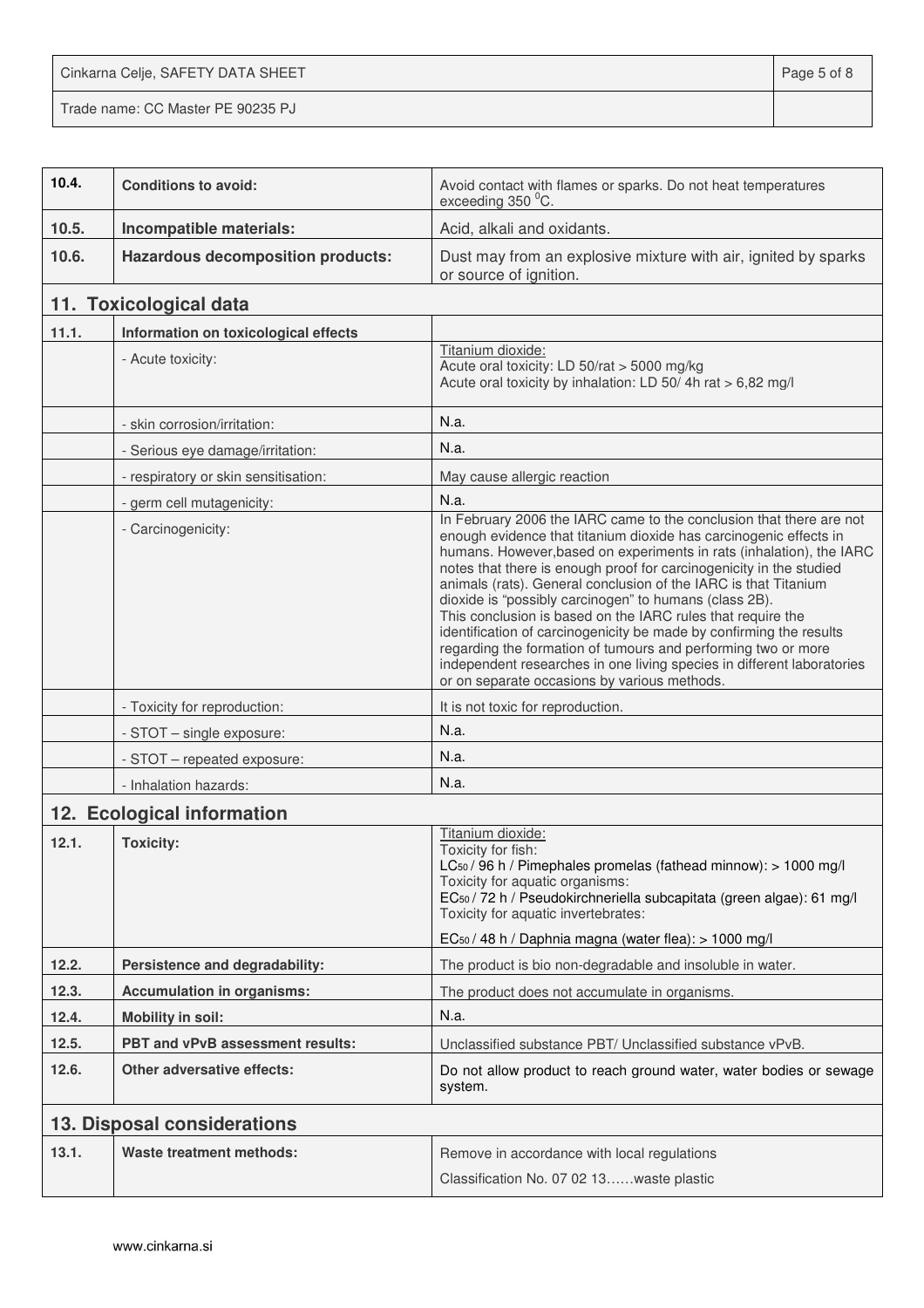| | | |
|---|---|---|
| **10.4.** | **Conditions to avoid:** | Avoid contact with flames or sparks. Do not heat temperatures exceeding 350 $^0$C. |
| **10.5.** | **Incompatible materials:** | Acid, alkali and oxidants. |
| **10.6.** | **Hazardous decomposition products:** | Dust may from an explosive mixture with air, ignited by sparks or source of ignition. |

## 11. Toxicological data

| | | |
|---|---|---|
| **11.1.** | **Information on toxicological effects** | |
| | - Acute toxicity: | Titanium dioxide:<br>Acute oral toxicity: LD 50/rat > 5000 mg/kg<br>Acute oral toxicity by inhalation: LD 50/ 4h rat > 6,82 mg/l |
| | - skin corrosion/irritation: | N.a. |
| | - Serious eye damage/irritation: | N.a. |
| | - respiratory or skin sensitisation: | May cause allergic reaction |
| | - germ cell mutagenicity: | N.a. |
| | - Carcinogenicity: | In February 2006 the IARC came to the conclusion that there are not enough evidence that titanium dioxide has carcinogenic effects in humans. However,based on experiments in rats (inhalation), the IARC notes that there is enough proof for carcinogenicity in the studied animals (rats). General conclusion of the IARC is that Titanium dioxide is "possibly carcinogen" to humans (class 2B).<br>This conclusion is based on the IARC rules that require the identification of carcinogenicity be made by confirming the results regarding the formation of tumours and performing two or more independent researches in one living species in different laboratories or on separate occasions by various methods. |
| | - Toxicity for reproduction: | It is not toxic for reproduction. |
| | - STOT – single exposure: | N.a. |
| | - STOT – repeated exposure: | N.a. |
| | - Inhalation hazards: | N.a. |

## 12. Ecological information

| | | |
|---|---|---|
| **12.1.** | **Toxicity:** | Titanium dioxide:<br>Toxicity for fish:<br>$LC_{50}$ / 96 h / Pimephales promelas (fathead minnow): > 1000 mg/l<br>Toxicity for aquatic organisms:<br>$EC_{50}$ / 72 h / Pseudokirchneriella subcapitata (green algae): 61 mg/l<br>Toxicity for aquatic invertebrates:<br>$EC_{50}$ / 48 h / Daphnia magna (water flea): > 1000 mg/l |
| **12.2.** | **Persistence and degradability:** | The product is bio non-degradable and insoluble in water. |
| **12.3.** | **Accumulation in organisms:** | The product does not accumulate in organisms. |
| **12.4.** | **Mobility in soil:** | N.a. |
| **12.5.** | **PBT and vPvB assessment results:** | Unclassified substance PBT/ Unclassified substance vPvB. |
| **12.6.** | **Other adversative effects:** | Do not allow product to reach ground water, water bodies or sewage system. |

## 13. Disposal considerations

| | | |
|---|---|---|
| **13.1.** | **Waste treatment methods:** | Remove in accordance with local regulations<br>Classification No. 07 02 13……waste plastic |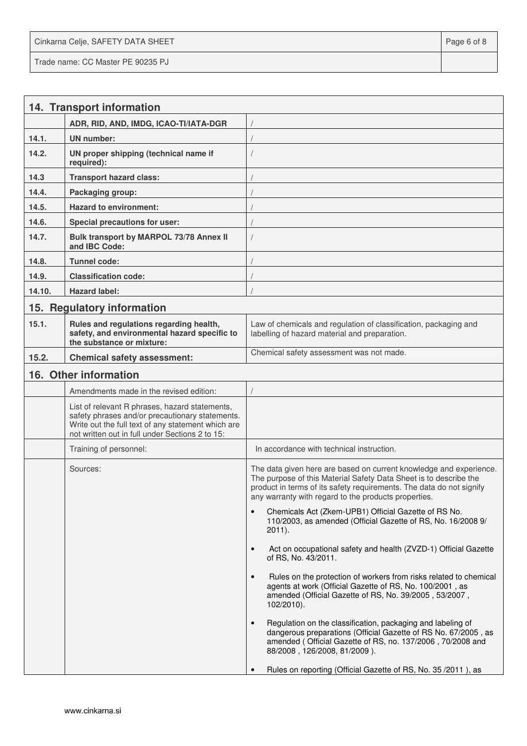## 14. Transport information

| | | |
|---|---|---|
| | **ADR, RID, AND, IMDG, ICAO-TI/IATA-DGR** | / |
| **14.1.** | **UN number:** | / |
| **14.2.** | **UN proper shipping (technical name if required):** | / |
| **14.3** | **Transport hazard class:** | / |
| **14.4.** | **Packaging group:** | / |
| **14.5.** | **Hazard to environment:** | / |
| **14.6.** | **Special precautions for user:** | / |
| **14.7.** | **Bulk transport by MARPOL 73/78 Annex II and IBC Code:** | / |
| **14.8.** | **Tunnel code:** | / |
| **14.9.** | **Classification code:** | / |
| **14.10.** | **Hazard label:** | / |

## 15. Regulatory information

| | | |
|---|---|---|
| **15.1.** | **Rules and regulations regarding health, safety, and environmental hazard specific to the substance or mixture:** | Law of chemicals and regulation of classification, packaging and labelling of hazard material and preparation. |
| **15.2.** | **Chemical safety assessment:** | Chemical safety assessment was not made. |

## 16. Other information

| | | |
|---|---|---|
| | Amendments made in the revised edition: | / |
| | List of relevant R phrases, hazard statements, safety phrases and/or precautionary statements. Write out the full text of any statement which are not written out in full under Sections 2 to 15: | |
| | Training of personnel: | In accordance with technical instruction. |
| | Sources: | The data given here are based on current knowledge and experience. The purpose of this Material Safety Data Sheet is to describe the product in terms of its safety requirements. The data do not signify any warranty with regard to the products properties.<br>• Chemicals Act (Zkem-UPB1) Official Gazette of RS No. 110/2003, as amended (Official Gazette of RS, No. 16/2008 9/ 2011).<br>• Act on occupational safety and health (ZVZD-1) Official Gazette of RS, No. 43/2011.<br>• Rules on the protection of workers from risks related to chemical agents at work (Official Gazette of RS, No. 100/2001 , as amended (Official Gazette of RS, No. 39/2005 , 53/2007 , 102/2010).<br>• Regulation on the classification, packaging and labeling of dangerous preparations (Official Gazette of RS No. 67/2005 , as amended ( Official Gazette of RS, no. 137/2006 , 70/2008 and 88/2008 , 126/2008, 81/2009 ).<br>• Rules on reporting (Official Gazette of RS, No. 35 /2011 ), as |

www.cinkarna.si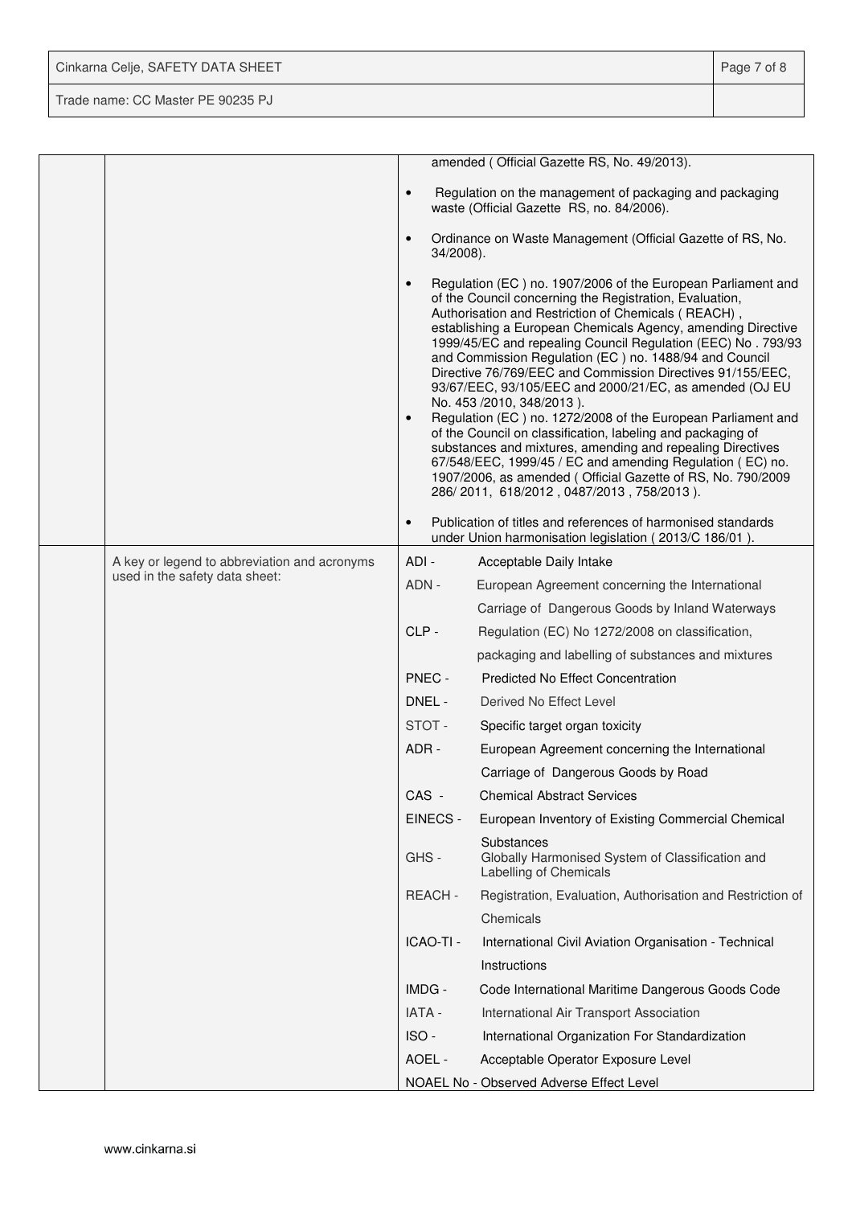| | | |
|---|---|---|
| | | amended ( Official Gazette RS, No. 49/2013).<br><br>• Regulation on the management of packaging and packaging waste (Official Gazette RS, no. 84/2006).<br><br>• Ordinance on Waste Management (Official Gazette of RS, No. 34/2008).<br><br>• Regulation (EC ) no. 1907/2006 of the European Parliament and of the Council concerning the Registration, Evaluation, Authorisation and Restriction of Chemicals ( REACH) , establishing a European Chemicals Agency, amending Directive 1999/45/EC and repealing Council Regulation (EEC) No . 793/93 and Commission Regulation (EC ) no. 1488/94 and Council Directive 76/769/EEC and Commission Directives 91/155/EEC, 93/67/EEC, 93/105/EEC and 2000/21/EC, as amended (OJ EU No. 453 /2010, 348/2013 ).<br>• Regulation (EC ) no. 1272/2008 of the European Parliament and of the Council on classification, labeling and packaging of substances and mixtures, amending and repealing Directives 67/548/EEC, 1999/45 / EC and amending Regulation ( EC) no. 1907/2006, as amended ( Official Gazette of RS, No. 790/2009 286/ 2011, 618/2012 , 0487/2013 , 758/2013 ).<br><br>• Publication of titles and references of harmonised standards under Union harmonisation legislation ( 2013/C 186/01 ). |
| | A key or legend to abbreviation and acronyms used in the safety data sheet: | ADI - Acceptable Daily Intake<br>ADN - European Agreement concerning the International Carriage of Dangerous Goods by Inland Waterways<br>CLP - Regulation (EC) No 1272/2008 on classification, packaging and labelling of substances and mixtures<br>PNEC - Predicted No Effect Concentration<br>DNEL - Derived No Effect Level<br>STOT - Specific target organ toxicity<br>ADR - European Agreement concerning the International Carriage of Dangerous Goods by Road<br>CAS - Chemical Abstract Services<br>EINECS - European Inventory of Existing Commercial Chemical Substances<br>GHS - Globally Harmonised System of Classification and Labelling of Chemicals<br>REACH - Registration, Evaluation, Authorisation and Restriction of Chemicals<br>ICAO-TI - International Civil Aviation Organisation - Technical Instructions<br>IMDG - Code International Maritime Dangerous Goods Code<br>IATA - International Air Transport Association<br>ISO - International Organization For Standardization<br>AOEL - Acceptable Operator Exposure Level<br>NOAEL No - Observed Adverse Effect Level |

www.cinkarna.si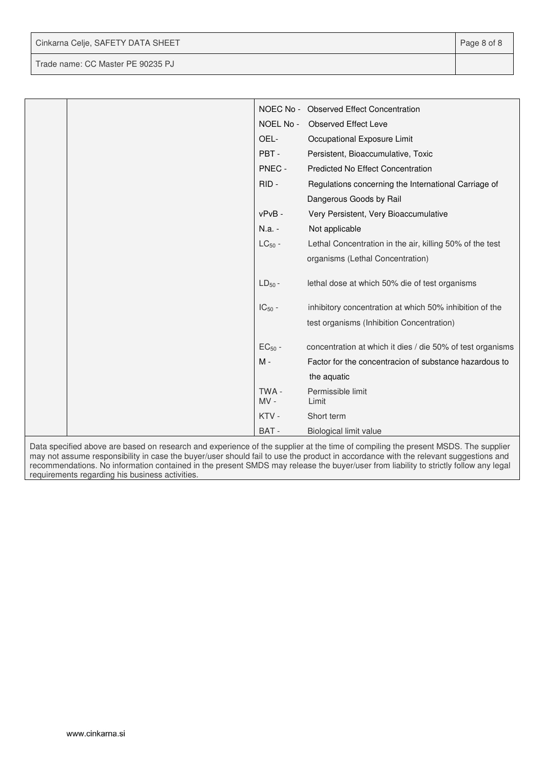| | | | |
|---|---|---|---|
| | | NOEC No - | Observed Effect Concentration |
| | | NOEL No - | Observed Effect Leve |
| | | OEL- | Occupational Exposure Limit |
| | | PBT - | Persistent, Bioaccumulative, Toxic |
| | | PNEC - | Predicted No Effect Concentration |
| | | RID - | Regulations concerning the International Carriage of Dangerous Goods by Rail |
| | | vPvB - | Very Persistent, Very Bioaccumulative |
| | | N.a. - | Not applicable |
| | | $LC_{50}$ - | Lethal Concentration in the air, killing 50% of the test organisms (Lethal Concentration) |
| | | $LD_{50}$ - | lethal dose at which 50% die of test organisms |
| | | $IC_{50}$ - | inhibitory concentration at which 50% inhibition of the test organisms (Inhibition Concentration) |
| | | $EC_{50}$ - | concentration at which it dies / die 50% of test organisms |
| | | M - | Factor for the concentracion of substance hazardous to the aquatic |
| | | TWA - | Permissible limit |
| | | MV - | Limit |
| | | KTV - | Short term |
| | | BAT - | Biological limit value |

Data specified above are based on research and experience of the supplier at the time of compiling the present MSDS. The supplier may not assume responsibility in case the buyer/user should fail to use the product in accordance with the relevant suggestions and recommendations. No information contained in the present SMDS may release the buyer/user from liability to strictly follow any legal requirements regarding his business activities.

www.cinkarna.si